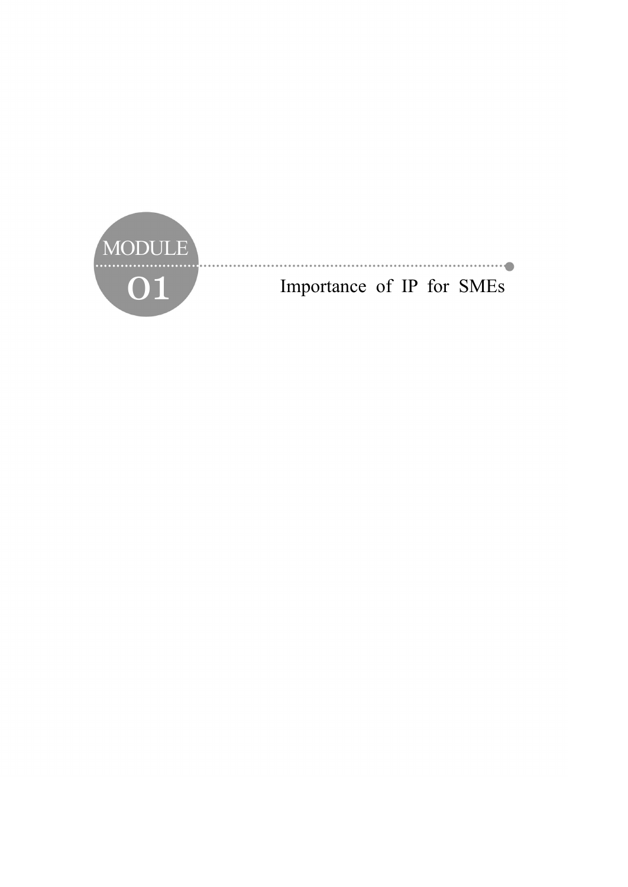# MODULE 01

# Importance of IP for SMEs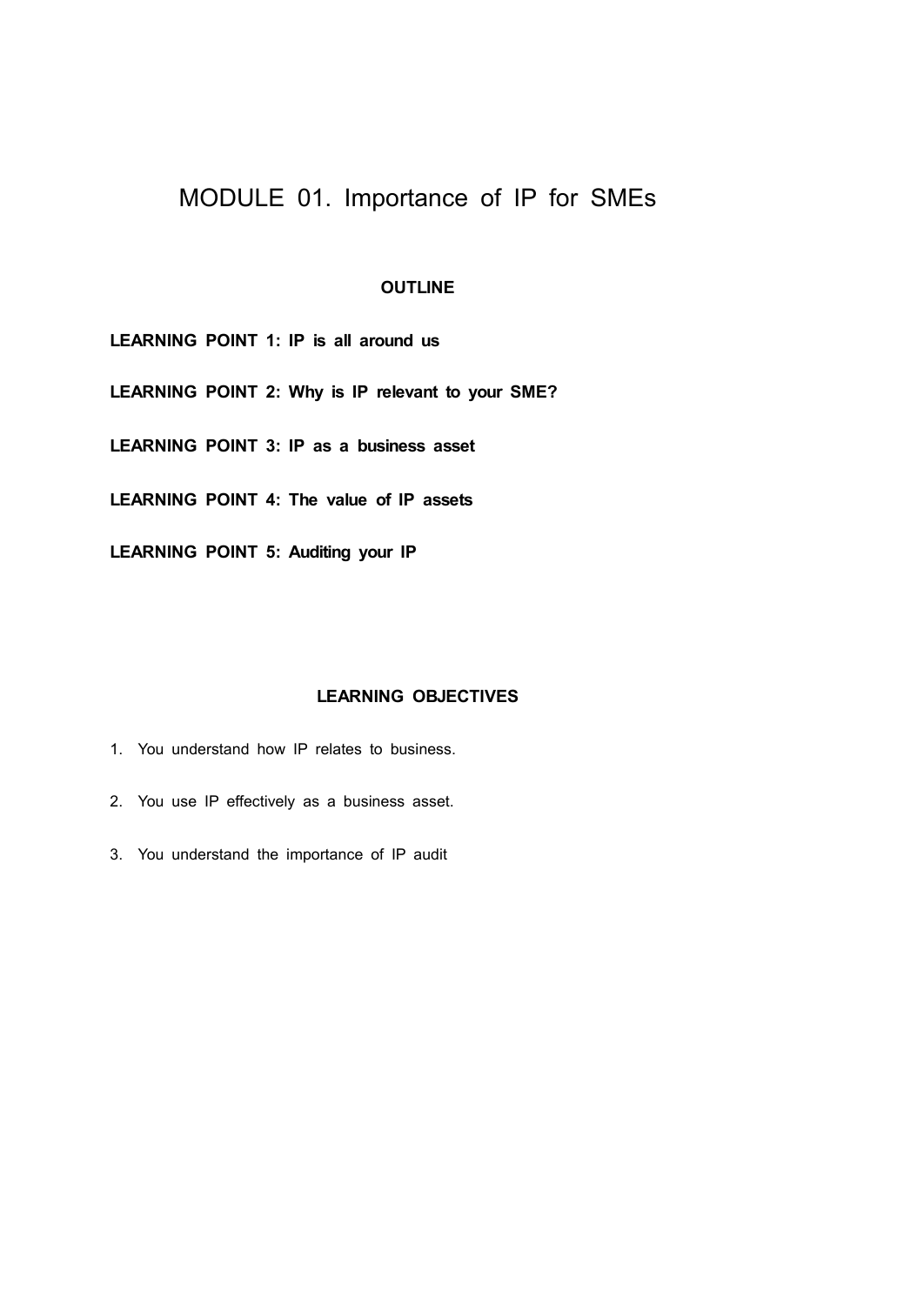# MODULE 01. Importance of IP for SMEs

## OUTLINE

**LEARNING POINT 1: IP is all around us**

**LEARNING POINT 2: Why is IP relevant to your SME?**

**LEARNING POINT 3: IP as a business asset**

**LEARNING POINT 4: The value of IP assets**

**LEARNING POINT 5: Auditing your IP**

## LEARNING OBJECTIVES

1. You understand how IP relates to business.
2. You use IP effectively as a business asset.
3. You understand the importance of IP audit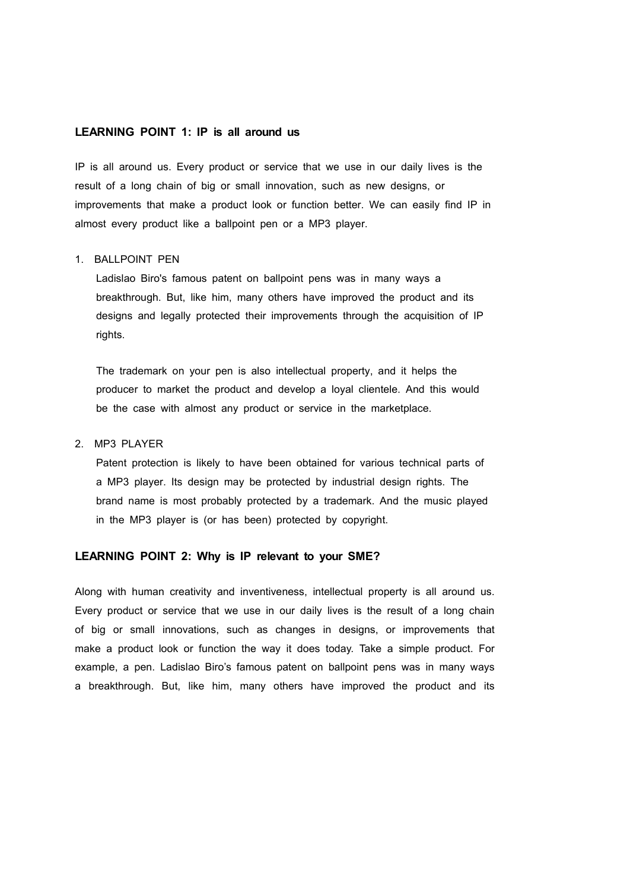## LEARNING POINT 1: IP is all around us

IP is all around us. Every product or service that we use in our daily lives is the result of a long chain of big or small innovation, such as new designs, or improvements that make a product look or function better. We can easily find IP in almost every product like a ballpoint pen or a MP3 player.

1. BALLPOINT PEN

   Ladislao Biro's famous patent on ballpoint pens was in many ways a breakthrough. But, like him, many others have improved the product and its designs and legally protected their improvements through the acquisition of IP rights.

   The trademark on your pen is also intellectual property, and it helps the producer to market the product and develop a loyal clientele. And this would be the case with almost any product or service in the marketplace.

2. MP3 PLAYER

   Patent protection is likely to have been obtained for various technical parts of a MP3 player. Its design may be protected by industrial design rights. The brand name is most probably protected by a trademark. And the music played in the MP3 player is (or has been) protected by copyright.

## LEARNING POINT 2: Why is IP relevant to your SME?

Along with human creativity and inventiveness, intellectual property is all around us. Every product or service that we use in our daily lives is the result of a long chain of big or small innovations, such as changes in designs, or improvements that make a product look or function the way it does today. Take a simple product. For example, a pen. Ladislao Biro's famous patent on ballpoint pens was in many ways a breakthrough. But, like him, many others have improved the product and its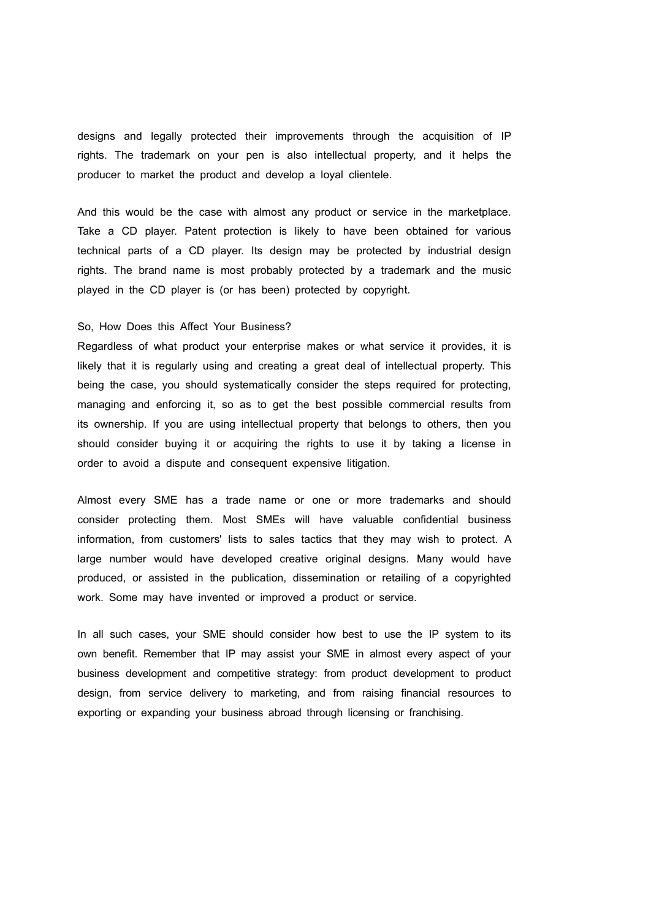designs and legally protected their improvements through the acquisition of IP rights. The trademark on your pen is also intellectual property, and it helps the producer to market the product and develop a loyal clientele.

And this would be the case with almost any product or service in the marketplace. Take a CD player. Patent protection is likely to have been obtained for various technical parts of a CD player. Its design may be protected by industrial design rights. The brand name is most probably protected by a trademark and the music played in the CD player is (or has been) protected by copyright.

### So, How Does this Affect Your Business?

Regardless of what product your enterprise makes or what service it provides, it is likely that it is regularly using and creating a great deal of intellectual property. This being the case, you should systematically consider the steps required for protecting, managing and enforcing it, so as to get the best possible commercial results from its ownership. If you are using intellectual property that belongs to others, then you should consider buying it or acquiring the rights to use it by taking a license in order to avoid a dispute and consequent expensive litigation.

Almost every SME has a trade name or one or more trademarks and should consider protecting them. Most SMEs will have valuable confidential business information, from customers' lists to sales tactics that they may wish to protect. A large number would have developed creative original designs. Many would have produced, or assisted in the publication, dissemination or retailing of a copyrighted work. Some may have invented or improved a product or service.

In all such cases, your SME should consider how best to use the IP system to its own benefit. Remember that IP may assist your SME in almost every aspect of your business development and competitive strategy: from product development to product design, from service delivery to marketing, and from raising financial resources to exporting or expanding your business abroad through licensing or franchising.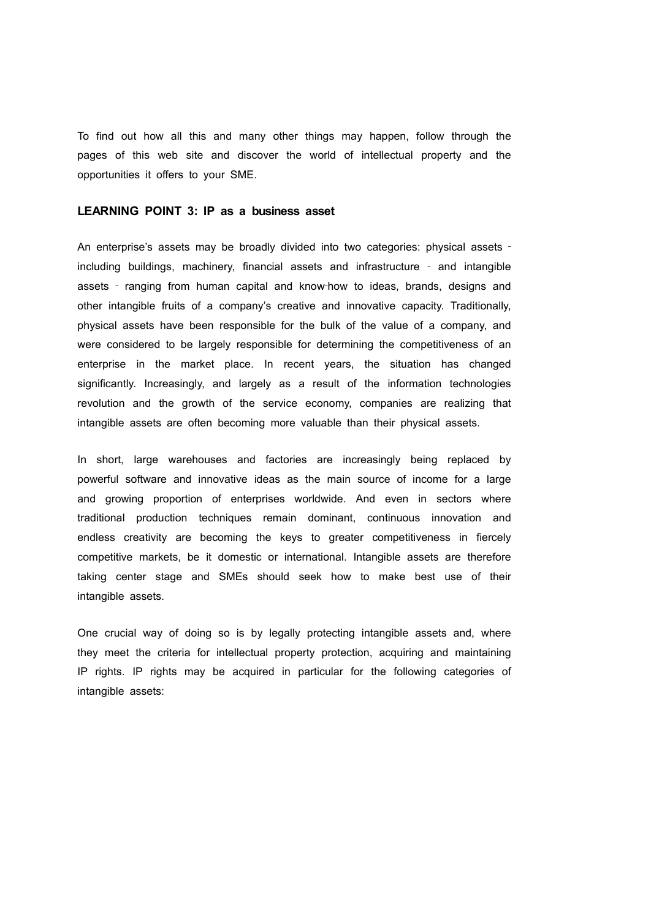To find out how all this and many other things may happen, follow through the pages of this web site and discover the world of intellectual property and the opportunities it offers to your SME.

**LEARNING POINT 3: IP as a business asset**

An enterprise's assets may be broadly divided into two categories: physical assets - including buildings, machinery, financial assets and infrastructure - and intangible assets - ranging from human capital and know-how to ideas, brands, designs and other intangible fruits of a company's creative and innovative capacity. Traditionally, physical assets have been responsible for the bulk of the value of a company, and were considered to be largely responsible for determining the competitiveness of an enterprise in the market place. In recent years, the situation has changed significantly. Increasingly, and largely as a result of the information technologies revolution and the growth of the service economy, companies are realizing that intangible assets are often becoming more valuable than their physical assets.

In short, large warehouses and factories are increasingly being replaced by powerful software and innovative ideas as the main source of income for a large and growing proportion of enterprises worldwide. And even in sectors where traditional production techniques remain dominant, continuous innovation and endless creativity are becoming the keys to greater competitiveness in fiercely competitive markets, be it domestic or international. Intangible assets are therefore taking center stage and SMEs should seek how to make best use of their intangible assets.

One crucial way of doing so is by legally protecting intangible assets and, where they meet the criteria for intellectual property protection, acquiring and maintaining IP rights. IP rights may be acquired in particular for the following categories of intangible assets: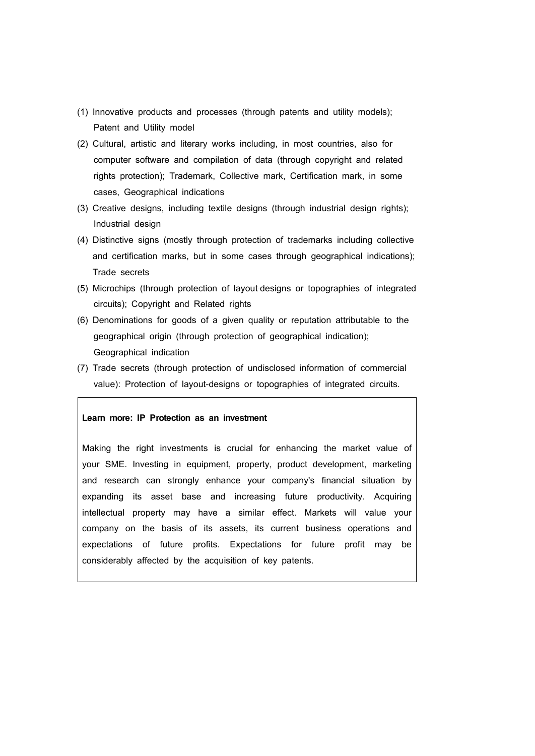(1) Innovative products and processes (through patents and utility models); Patent and Utility model

(2) Cultural, artistic and literary works including, in most countries, also for computer software and compilation of data (through copyright and related rights protection); Trademark, Collective mark, Certification mark, in some cases, Geographical indications

(3) Creative designs, including textile designs (through industrial design rights); Industrial design

(4) Distinctive signs (mostly through protection of trademarks including collective and certification marks, but in some cases through geographical indications); Trade secrets

(5) Microchips (through protection of layout-designs or topographies of integrated circuits); Copyright and Related rights

(6) Denominations for goods of a given quality or reputation attributable to the geographical origin (through protection of geographical indication); Geographical indication

(7) Trade secrets (through protection of undisclosed information of commercial value): Protection of layout-designs or topographies of integrated circuits.

**Learn more: IP Protection as an investment**

Making the right investments is crucial for enhancing the market value of your SME. Investing in equipment, property, product development, marketing and research can strongly enhance your company's financial situation by expanding its asset base and increasing future productivity. Acquiring intellectual property may have a similar effect. Markets will value your company on the basis of its assets, its current business operations and expectations of future profits. Expectations for future profit may be considerably affected by the acquisition of key patents.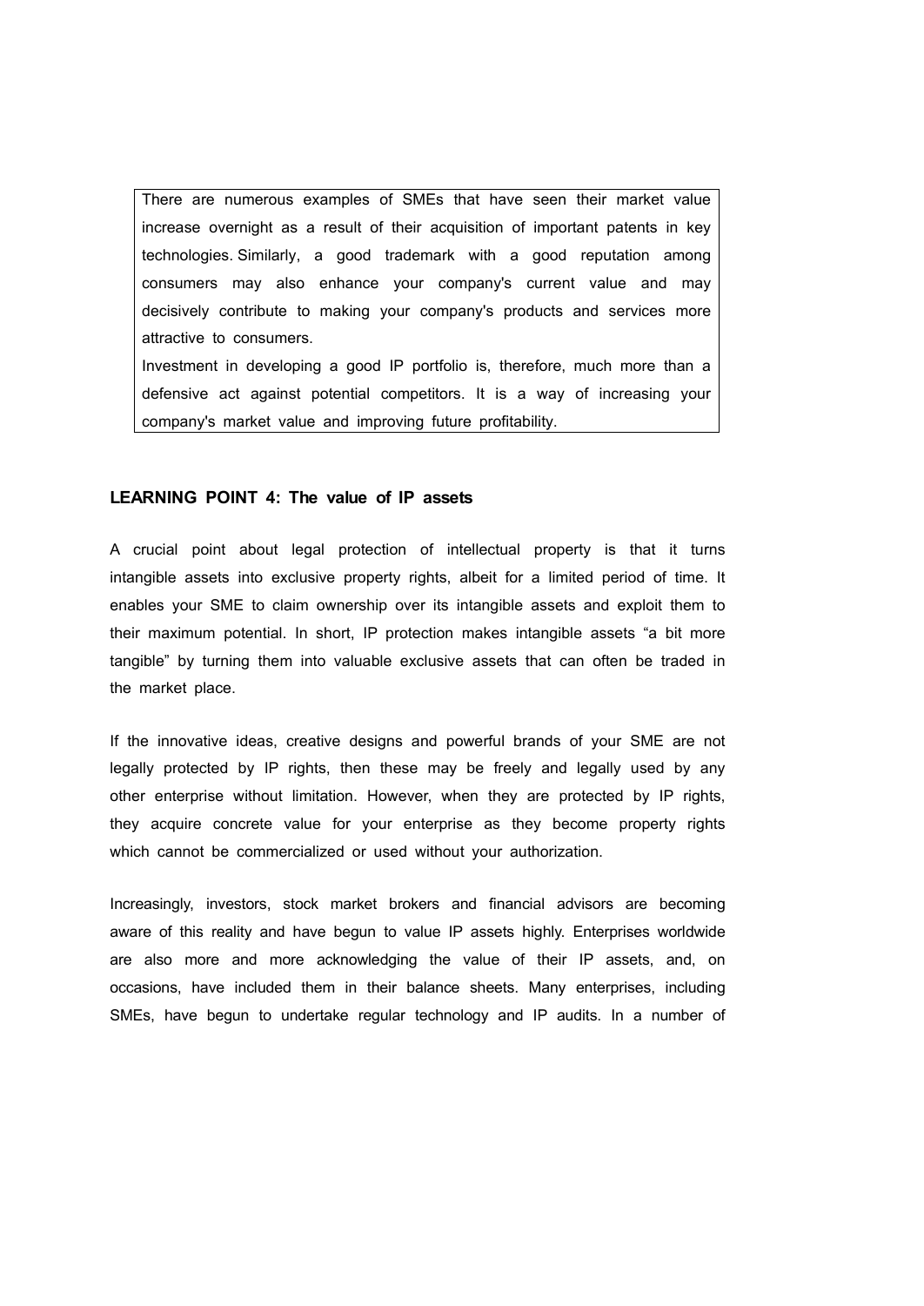> There are numerous examples of SMEs that have seen their market value increase overnight as a result of their acquisition of important patents in key technologies. Similarly, a good trademark with a good reputation among consumers may also enhance your company's current value and may decisively contribute to making your company's products and services more attractive to consumers.
>
> Investment in developing a good IP portfolio is, therefore, much more than a defensive act against potential competitors. It is a way of increasing your company's market value and improving future profitability.

**LEARNING POINT 4: The value of IP assets**

A crucial point about legal protection of intellectual property is that it turns intangible assets into exclusive property rights, albeit for a limited period of time. It enables your SME to claim ownership over its intangible assets and exploit them to their maximum potential. In short, IP protection makes intangible assets "a bit more tangible" by turning them into valuable exclusive assets that can often be traded in the market place.

If the innovative ideas, creative designs and powerful brands of your SME are not legally protected by IP rights, then these may be freely and legally used by any other enterprise without limitation. However, when they are protected by IP rights, they acquire concrete value for your enterprise as they become property rights which cannot be commercialized or used without your authorization.

Increasingly, investors, stock market brokers and financial advisors are becoming aware of this reality and have begun to value IP assets highly. Enterprises worldwide are also more and more acknowledging the value of their IP assets, and, on occasions, have included them in their balance sheets. Many enterprises, including SMEs, have begun to undertake regular technology and IP audits. In a number of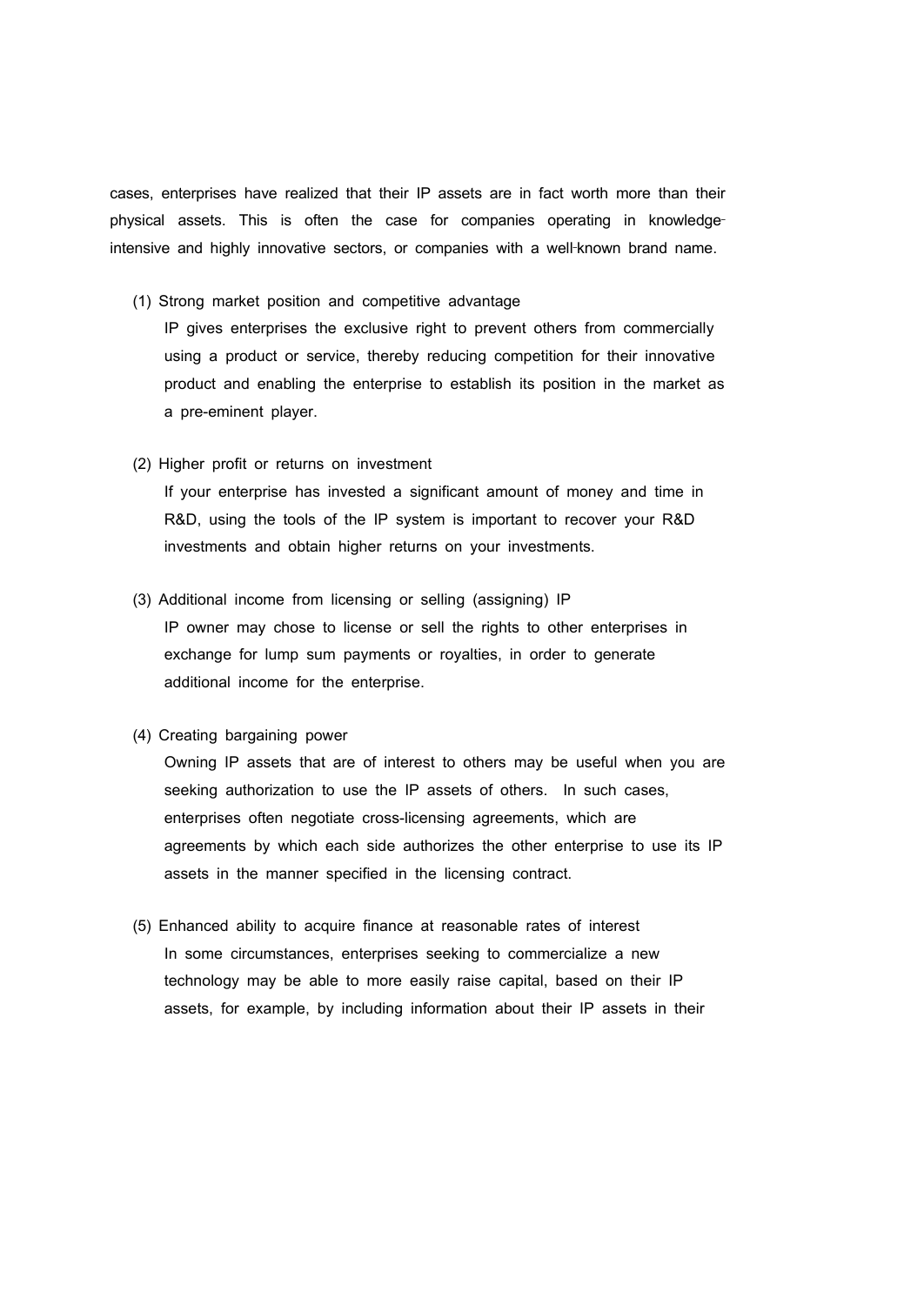cases, enterprises have realized that their IP assets are in fact worth more than their physical assets. This is often the case for companies operating in knowledge-intensive and highly innovative sectors, or companies with a well-known brand name.

(1) Strong market position and competitive advantage

IP gives enterprises the exclusive right to prevent others from commercially using a product or service, thereby reducing competition for their innovative product and enabling the enterprise to establish its position in the market as a pre-eminent player.

(2) Higher profit or returns on investment

If your enterprise has invested a significant amount of money and time in R&D, using the tools of the IP system is important to recover your R&D investments and obtain higher returns on your investments.

(3) Additional income from licensing or selling (assigning) IP

IP owner may chose to license or sell the rights to other enterprises in exchange for lump sum payments or royalties, in order to generate additional income for the enterprise.

(4) Creating bargaining power

Owning IP assets that are of interest to others may be useful when you are seeking authorization to use the IP assets of others. In such cases, enterprises often negotiate cross-licensing agreements, which are agreements by which each side authorizes the other enterprise to use its IP assets in the manner specified in the licensing contract.

(5) Enhanced ability to acquire finance at reasonable rates of interest

In some circumstances, enterprises seeking to commercialize a new technology may be able to more easily raise capital, based on their IP assets, for example, by including information about their IP assets in their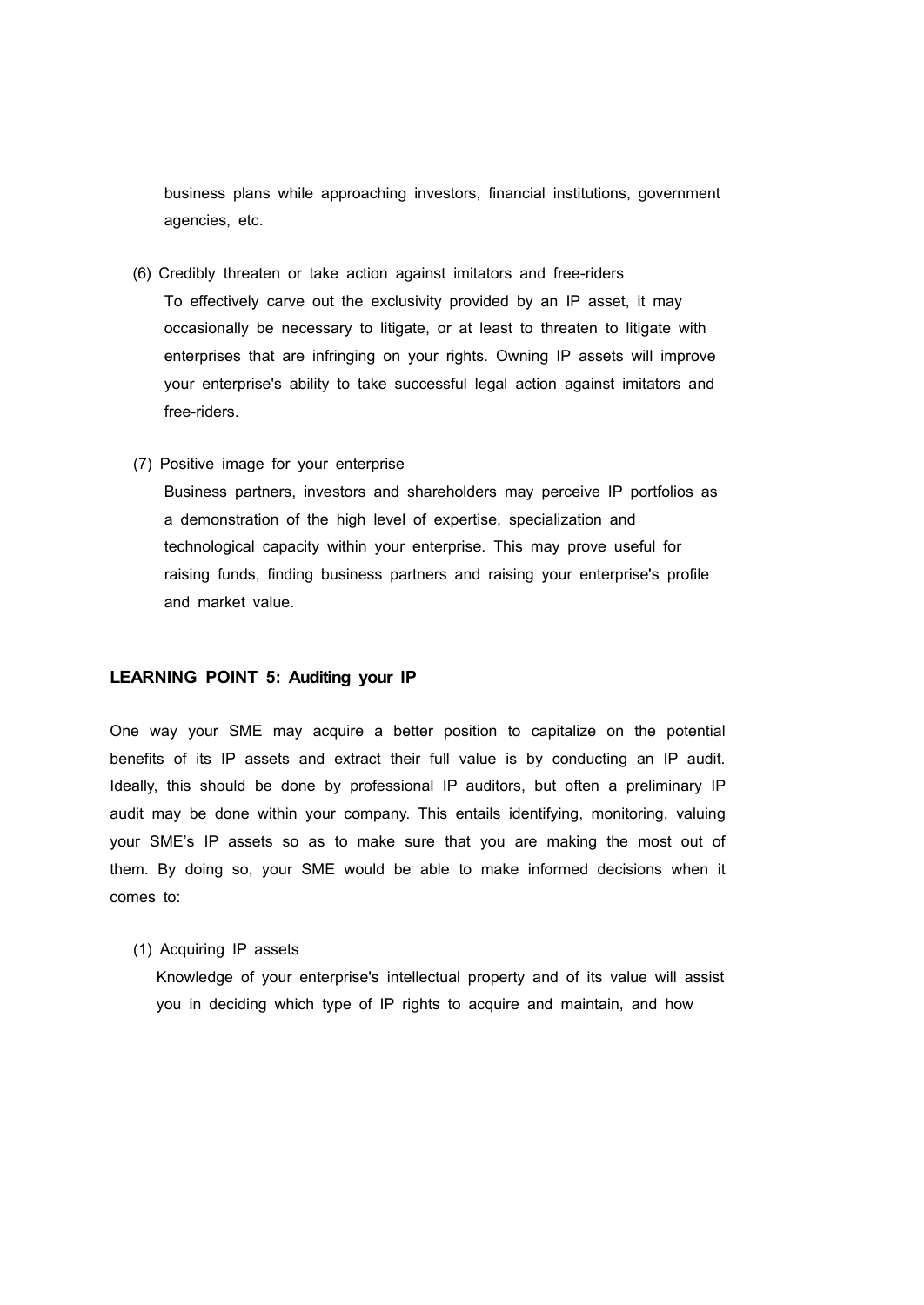business plans while approaching investors, financial institutions, government agencies, etc.

(6) Credibly threaten or take action against imitators and free-riders

To effectively carve out the exclusivity provided by an IP asset, it may occasionally be necessary to litigate, or at least to threaten to litigate with enterprises that are infringing on your rights. Owning IP assets will improve your enterprise's ability to take successful legal action against imitators and free-riders.

(7) Positive image for your enterprise

Business partners, investors and shareholders may perceive IP portfolios as a demonstration of the high level of expertise, specialization and technological capacity within your enterprise. This may prove useful for raising funds, finding business partners and raising your enterprise's profile and market value.

## LEARNING POINT 5: Auditing your IP

One way your SME may acquire a better position to capitalize on the potential benefits of its IP assets and extract their full value is by conducting an IP audit. Ideally, this should be done by professional IP auditors, but often a preliminary IP audit may be done within your company. This entails identifying, monitoring, valuing your SME's IP assets so as to make sure that you are making the most out of them. By doing so, your SME would be able to make informed decisions when it comes to:

(1) Acquiring IP assets

Knowledge of your enterprise's intellectual property and of its value will assist you in deciding which type of IP rights to acquire and maintain, and how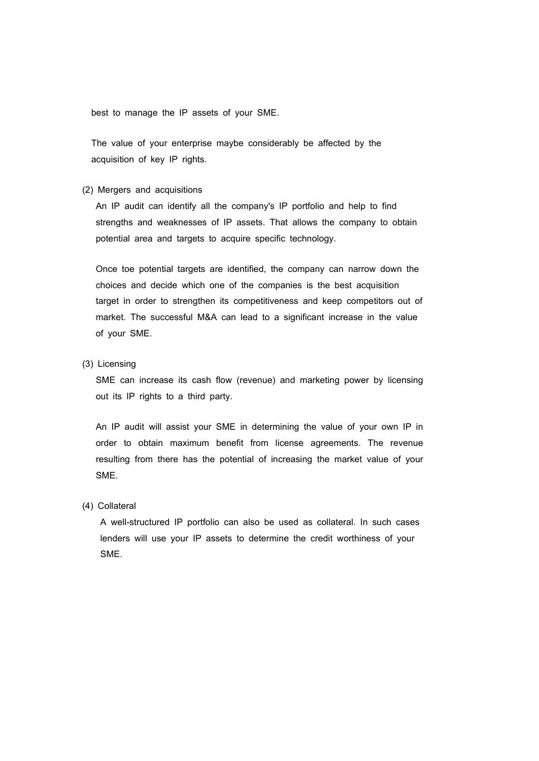best to manage the IP assets of your SME.

The value of your enterprise maybe considerably be affected by the acquisition of key IP rights.

(2) Mergers and acquisitions

An IP audit can identify all the company's IP portfolio and help to find strengths and weaknesses of IP assets. That allows the company to obtain potential area and targets to acquire specific technology.

Once toe potential targets are identified, the company can narrow down the choices and decide which one of the companies is the best acquisition target in order to strengthen its competitiveness and keep competitors out of market. The successful M&A can lead to a significant increase in the value of your SME.

(3) Licensing

SME can increase its cash flow (revenue) and marketing power by licensing out its IP rights to a third party.

An IP audit will assist your SME in determining the value of your own IP in order to obtain maximum benefit from license agreements. The revenue resulting from there has the potential of increasing the market value of your SME.

(4) Collateral

A well-structured IP portfolio can also be used as collateral. In such cases lenders will use your IP assets to determine the credit worthiness of your SME.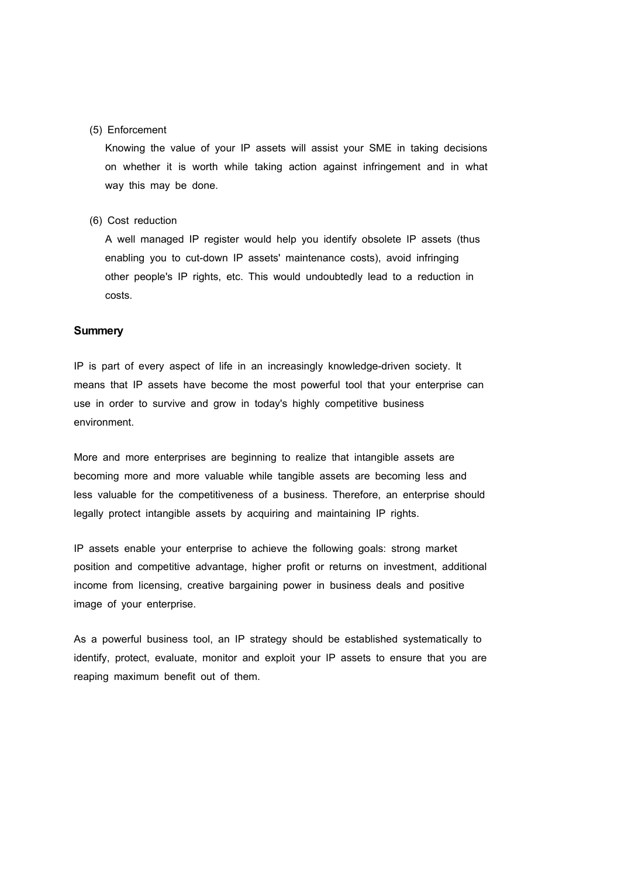(5) Enforcement

Knowing the value of your IP assets will assist your SME in taking decisions on whether it is worth while taking action against infringement and in what way this may be done.

(6) Cost reduction

A well managed IP register would help you identify obsolete IP assets (thus enabling you to cut-down IP assets' maintenance costs), avoid infringing other people's IP rights, etc. This would undoubtedly lead to a reduction in costs.

**Summery**

IP is part of every aspect of life in an increasingly knowledge-driven society. It means that IP assets have become the most powerful tool that your enterprise can use in order to survive and grow in today's highly competitive business environment.

More and more enterprises are beginning to realize that intangible assets are becoming more and more valuable while tangible assets are becoming less and less valuable for the competitiveness of a business. Therefore, an enterprise should legally protect intangible assets by acquiring and maintaining IP rights.

IP assets enable your enterprise to achieve the following goals: strong market position and competitive advantage, higher profit or returns on investment, additional income from licensing, creative bargaining power in business deals and positive image of your enterprise.

As a powerful business tool, an IP strategy should be established systematically to identify, protect, evaluate, monitor and exploit your IP assets to ensure that you are reaping maximum benefit out of them.